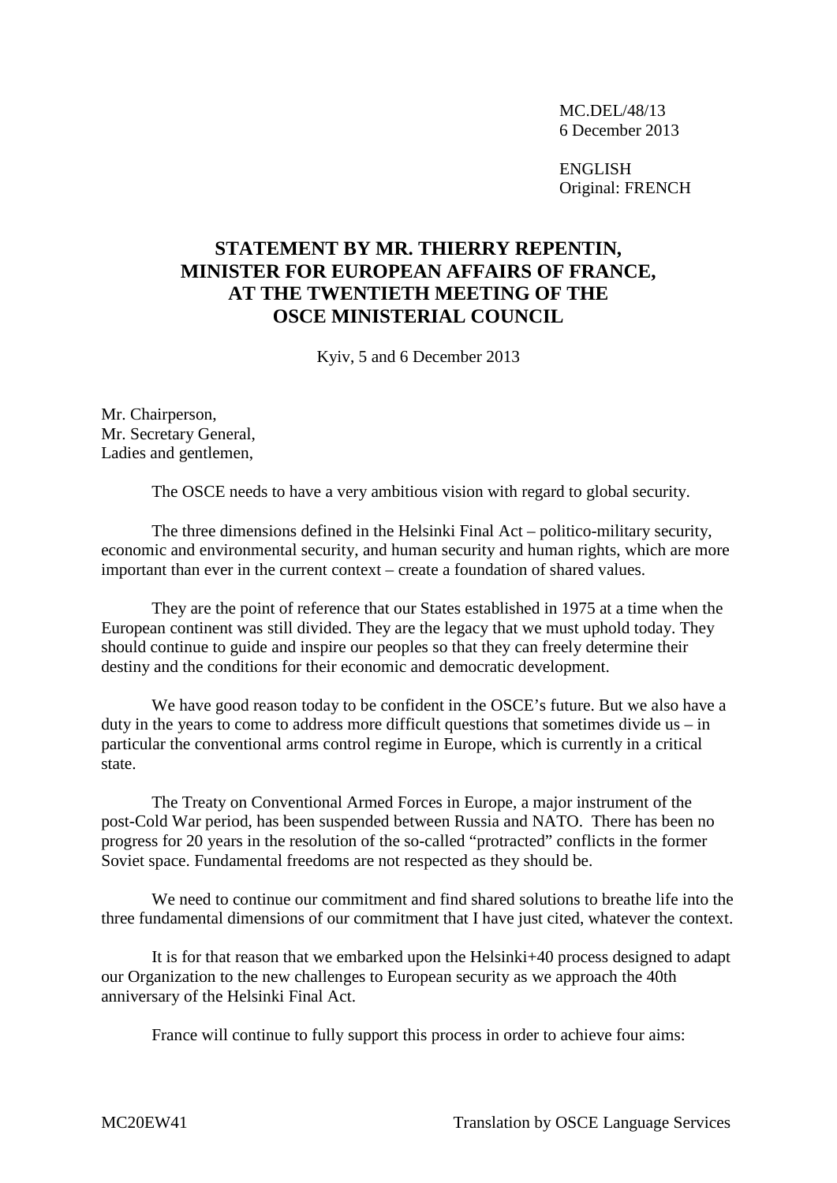MC.DEL/48/13
6 December 2013

ENGLISH
Original: FRENCH

# STATEMENT BY MR. THIERRY REPENTIN, MINISTER FOR EUROPEAN AFFAIRS OF FRANCE, AT THE TWENTIETH MEETING OF THE OSCE MINISTERIAL COUNCIL

Kyiv, 5 and 6 December 2013

Mr. Chairperson,
Mr. Secretary General,
Ladies and gentlemen,

The OSCE needs to have a very ambitious vision with regard to global security.

The three dimensions defined in the Helsinki Final Act – politico-military security, economic and environmental security, and human security and human rights, which are more important than ever in the current context – create a foundation of shared values.

They are the point of reference that our States established in 1975 at a time when the European continent was still divided. They are the legacy that we must uphold today. They should continue to guide and inspire our peoples so that they can freely determine their destiny and the conditions for their economic and democratic development.

We have good reason today to be confident in the OSCE's future. But we also have a duty in the years to come to address more difficult questions that sometimes divide us – in particular the conventional arms control regime in Europe, which is currently in a critical state.

The Treaty on Conventional Armed Forces in Europe, a major instrument of the post-Cold War period, has been suspended between Russia and NATO. There has been no progress for 20 years in the resolution of the so-called "protracted" conflicts in the former Soviet space. Fundamental freedoms are not respected as they should be.

We need to continue our commitment and find shared solutions to breathe life into the three fundamental dimensions of our commitment that I have just cited, whatever the context.

It is for that reason that we embarked upon the Helsinki+40 process designed to adapt our Organization to the new challenges to European security as we approach the 40th anniversary of the Helsinki Final Act.

France will continue to fully support this process in order to achieve four aims:

MC20EW41 Translation by OSCE Language Services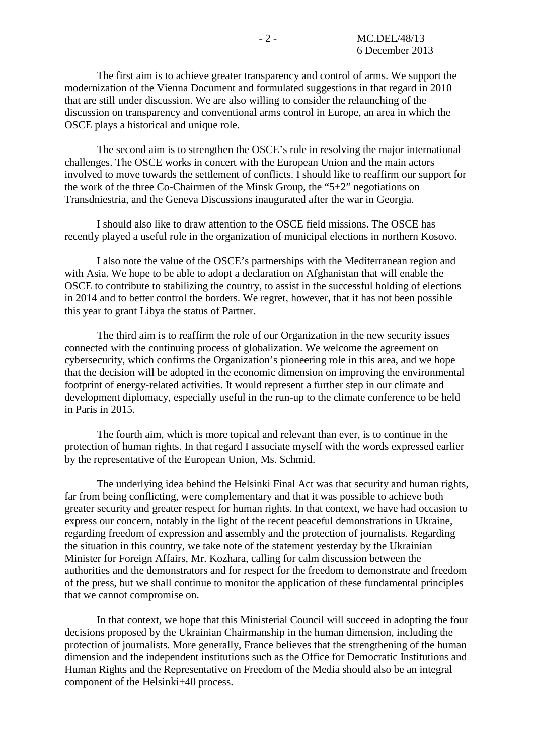The first aim is to achieve greater transparency and control of arms. We support the modernization of the Vienna Document and formulated suggestions in that regard in 2010 that are still under discussion. We are also willing to consider the relaunching of the discussion on transparency and conventional arms control in Europe, an area in which the OSCE plays a historical and unique role.

The second aim is to strengthen the OSCE's role in resolving the major international challenges. The OSCE works in concert with the European Union and the main actors involved to move towards the settlement of conflicts. I should like to reaffirm our support for the work of the three Co-Chairmen of the Minsk Group, the "5+2" negotiations on Transdniestria, and the Geneva Discussions inaugurated after the war in Georgia.

I should also like to draw attention to the OSCE field missions. The OSCE has recently played a useful role in the organization of municipal elections in northern Kosovo.

I also note the value of the OSCE's partnerships with the Mediterranean region and with Asia. We hope to be able to adopt a declaration on Afghanistan that will enable the OSCE to contribute to stabilizing the country, to assist in the successful holding of elections in 2014 and to better control the borders. We regret, however, that it has not been possible this year to grant Libya the status of Partner.

The third aim is to reaffirm the role of our Organization in the new security issues connected with the continuing process of globalization. We welcome the agreement on cybersecurity, which confirms the Organization's pioneering role in this area, and we hope that the decision will be adopted in the economic dimension on improving the environmental footprint of energy-related activities. It would represent a further step in our climate and development diplomacy, especially useful in the run-up to the climate conference to be held in Paris in 2015.

The fourth aim, which is more topical and relevant than ever, is to continue in the protection of human rights. In that regard I associate myself with the words expressed earlier by the representative of the European Union, Ms. Schmid.

The underlying idea behind the Helsinki Final Act was that security and human rights, far from being conflicting, were complementary and that it was possible to achieve both greater security and greater respect for human rights. In that context, we have had occasion to express our concern, notably in the light of the recent peaceful demonstrations in Ukraine, regarding freedom of expression and assembly and the protection of journalists. Regarding the situation in this country, we take note of the statement yesterday by the Ukrainian Minister for Foreign Affairs, Mr. Kozhara, calling for calm discussion between the authorities and the demonstrators and for respect for the freedom to demonstrate and freedom of the press, but we shall continue to monitor the application of these fundamental principles that we cannot compromise on.

In that context, we hope that this Ministerial Council will succeed in adopting the four decisions proposed by the Ukrainian Chairmanship in the human dimension, including the protection of journalists. More generally, France believes that the strengthening of the human dimension and the independent institutions such as the Office for Democratic Institutions and Human Rights and the Representative on Freedom of the Media should also be an integral component of the Helsinki+40 process.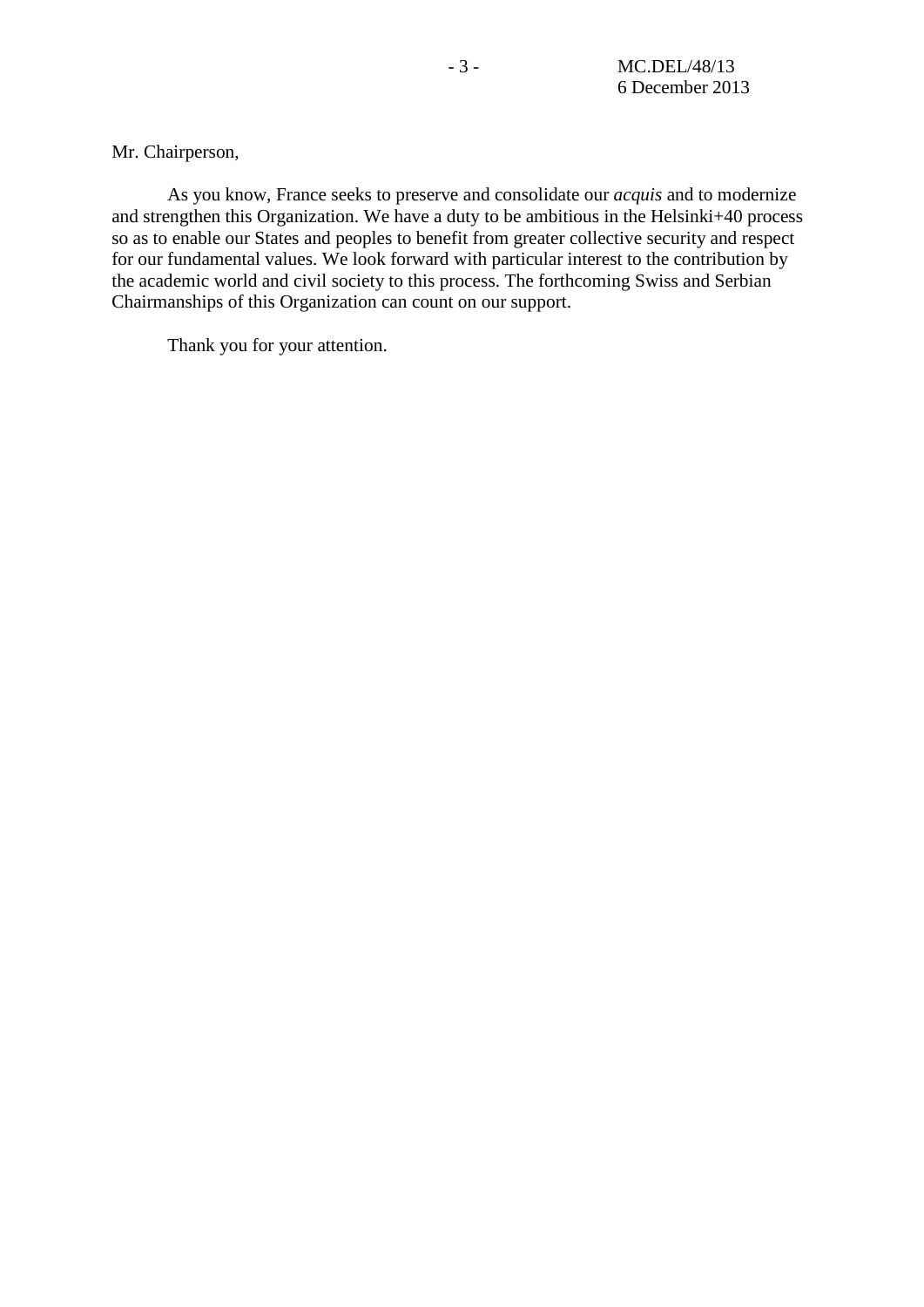Mr. Chairperson,

As you know, France seeks to preserve and consolidate our *acquis* and to modernize and strengthen this Organization. We have a duty to be ambitious in the Helsinki+40 process so as to enable our States and peoples to benefit from greater collective security and respect for our fundamental values. We look forward with particular interest to the contribution by the academic world and civil society to this process. The forthcoming Swiss and Serbian Chairmanships of this Organization can count on our support.

Thank you for your attention.